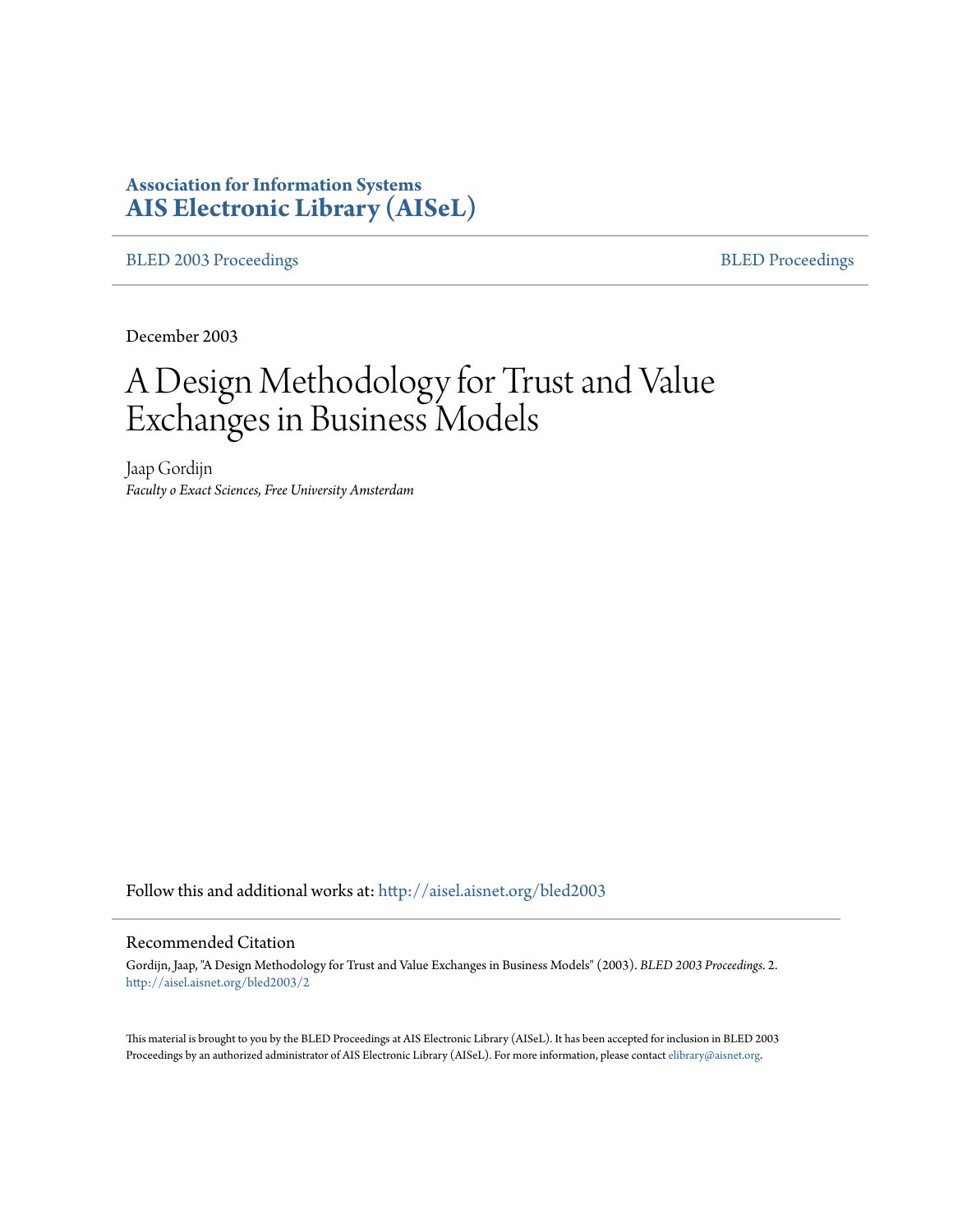**Association for Information Systems**
**AIS Electronic Library (AISeL)**

BLED 2003 Proceedings | BLED Proceedings

December 2003

# A Design Methodology for Trust and Value Exchanges in Business Models

Jaap Gordijn
*Faculty o Exact Sciences, Free University Amsterdam*

Follow this and additional works at: http://aisel.aisnet.org/bled2003

## Recommended Citation

Gordijn, Jaap, "A Design Methodology for Trust and Value Exchanges in Business Models" (2003). *BLED 2003 Proceedings*. 2.
http://aisel.aisnet.org/bled2003/2

This material is brought to you by the BLED Proceedings at AIS Electronic Library (AISeL). It has been accepted for inclusion in BLED 2003 Proceedings by an authorized administrator of AIS Electronic Library (AISeL). For more information, please contact elibrary@aisnet.org.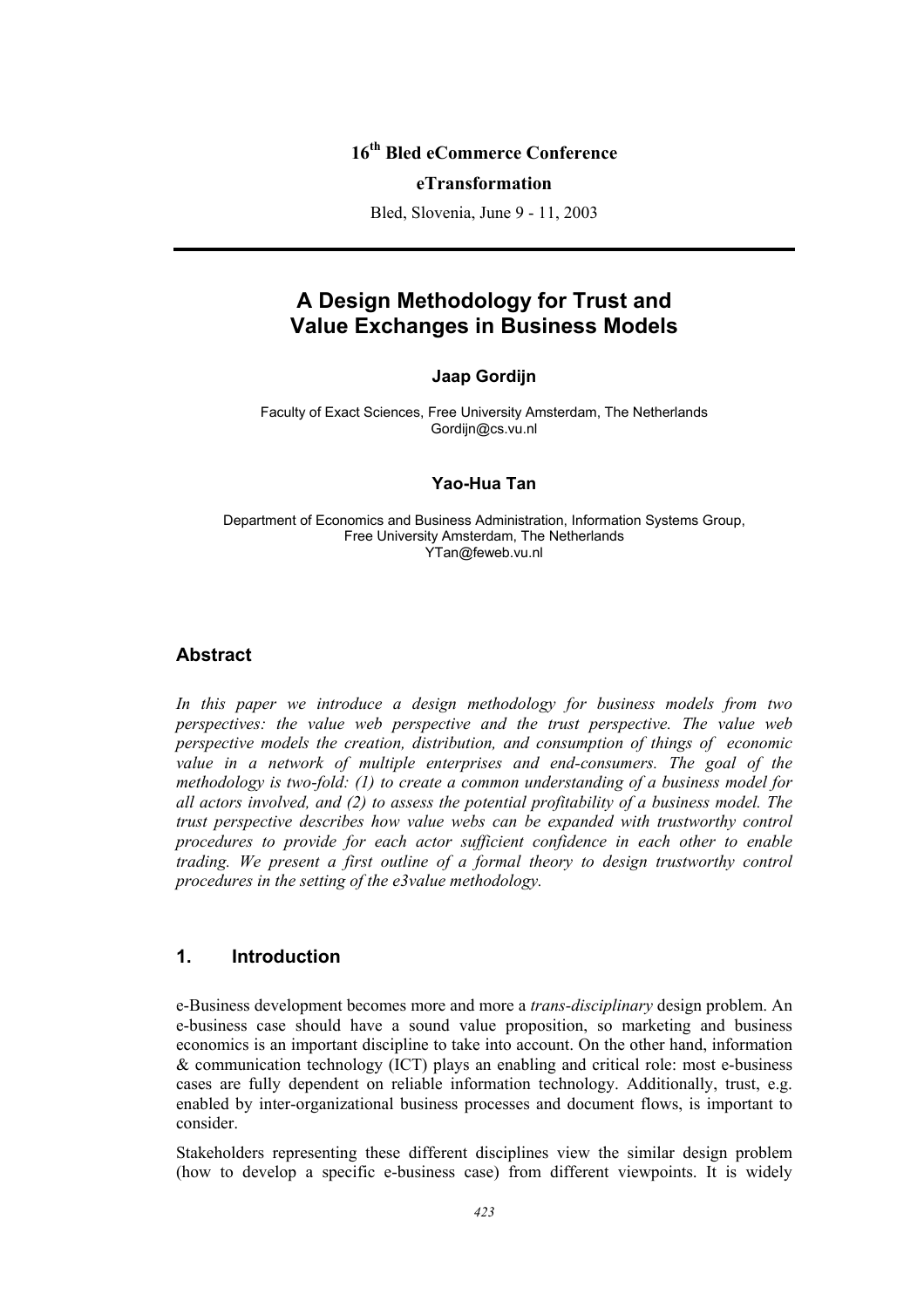16[th] Bled eCommerce Conference

**eTransformation**

Bled, Slovenia, June 9 - 11, 2003

# A Design Methodology for Trust and Value Exchanges in Business Models

**Jaap Gordijn**

Faculty of Exact Sciences, Free University Amsterdam, The Netherlands
Gordijn@cs.vu.nl

**Yao-Hua Tan**

Department of Economics and Business Administration, Information Systems Group, Free University Amsterdam, The Netherlands
YTan@feweb.vu.nl

## Abstract

*In this paper we introduce a design methodology for business models from two perspectives: the value web perspective and the trust perspective. The value web perspective models the creation, distribution, and consumption of things of economic value in a network of multiple enterprises and end-consumers. The goal of the methodology is two-fold: (1) to create a common understanding of a business model for all actors involved, and (2) to assess the potential profitability of a business model. The trust perspective describes how value webs can be expanded with trustworthy control procedures to provide for each actor sufficient confidence in each other to enable trading. We present a first outline of a formal theory to design trustworthy control procedures in the setting of the e3value methodology.*

## 1. Introduction

e-Business development becomes more and more a *trans-disciplinary* design problem. An e-business case should have a sound value proposition, so marketing and business economics is an important discipline to take into account. On the other hand, information & communication technology (ICT) plays an enabling and critical role: most e-business cases are fully dependent on reliable information technology. Additionally, trust, e.g. enabled by inter-organizational business processes and document flows, is important to consider.

Stakeholders representing these different disciplines view the similar design problem (how to develop a specific e-business case) from different viewpoints. It is widely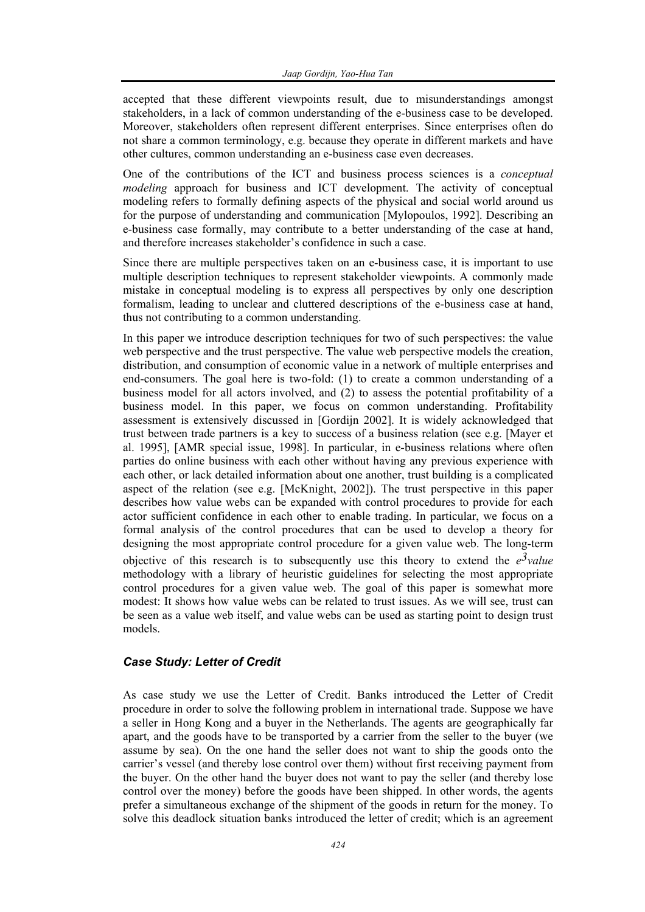accepted that these different viewpoints result, due to misunderstandings amongst stakeholders, in a lack of common understanding of the e-business case to be developed. Moreover, stakeholders often represent different enterprises. Since enterprises often do not share a common terminology, e.g. because they operate in different markets and have other cultures, common understanding an e-business case even decreases.

One of the contributions of the ICT and business process sciences is a *conceptual modeling* approach for business and ICT development. The activity of conceptual modeling refers to formally defining aspects of the physical and social world around us for the purpose of understanding and communication [Mylopoulos, 1992]. Describing an e-business case formally, may contribute to a better understanding of the case at hand, and therefore increases stakeholder's confidence in such a case.

Since there are multiple perspectives taken on an e-business case, it is important to use multiple description techniques to represent stakeholder viewpoints. A commonly made mistake in conceptual modeling is to express all perspectives by only one description formalism, leading to unclear and cluttered descriptions of the e-business case at hand, thus not contributing to a common understanding.

In this paper we introduce description techniques for two of such perspectives: the value web perspective and the trust perspective. The value web perspective models the creation, distribution, and consumption of economic value in a network of multiple enterprises and end-consumers. The goal here is two-fold: (1) to create a common understanding of a business model for all actors involved, and (2) to assess the potential profitability of a business model. In this paper, we focus on common understanding. Profitability assessment is extensively discussed in [Gordijn 2002]. It is widely acknowledged that trust between trade partners is a key to success of a business relation (see e.g. [Mayer et al. 1995], [AMR special issue, 1998]. In particular, in e-business relations where often parties do online business with each other without having any previous experience with each other, or lack detailed information about one another, trust building is a complicated aspect of the relation (see e.g. [McKnight, 2002]). The trust perspective in this paper describes how value webs can be expanded with control procedures to provide for each actor sufficient confidence in each other to enable trading. In particular, we focus on a formal analysis of the control procedures that can be used to develop a theory for designing the most appropriate control procedure for a given value web. The long-term objective of this research is to subsequently use this theory to extend the *e$^3$value* methodology with a library of heuristic guidelines for selecting the most appropriate control procedures for a given value web. The goal of this paper is somewhat more modest: It shows how value webs can be related to trust issues. As we will see, trust can be seen as a value web itself, and value webs can be used as starting point to design trust models.

### *Case Study: Letter of Credit*

As case study we use the Letter of Credit. Banks introduced the Letter of Credit procedure in order to solve the following problem in international trade. Suppose we have a seller in Hong Kong and a buyer in the Netherlands. The agents are geographically far apart, and the goods have to be transported by a carrier from the seller to the buyer (we assume by sea). On the one hand the seller does not want to ship the goods onto the carrier's vessel (and thereby lose control over them) without first receiving payment from the buyer. On the other hand the buyer does not want to pay the seller (and thereby lose control over the money) before the goods have been shipped. In other words, the agents prefer a simultaneous exchange of the shipment of the goods in return for the money. To solve this deadlock situation banks introduced the letter of credit; which is an agreement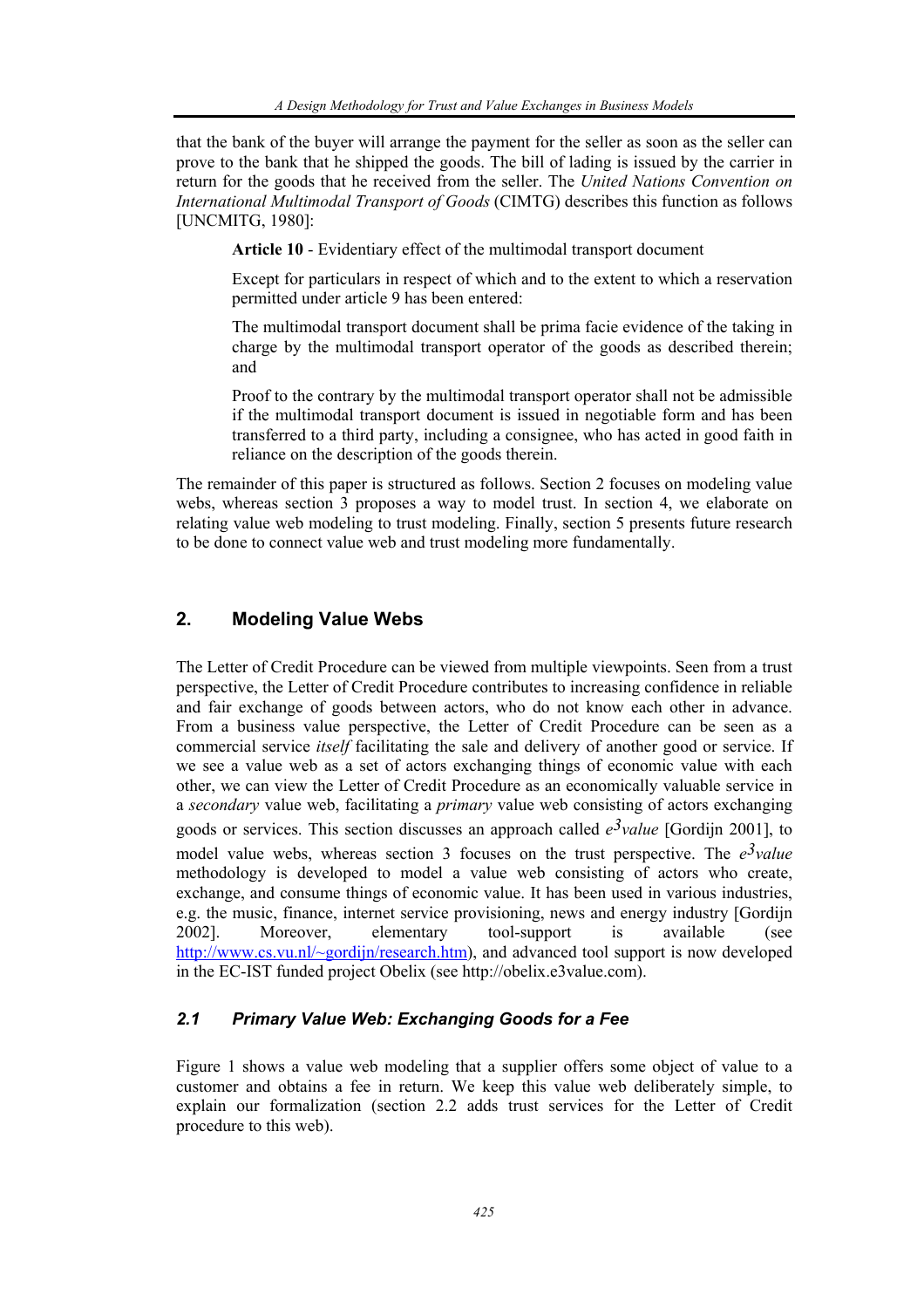that the bank of the buyer will arrange the payment for the seller as soon as the seller can prove to the bank that he shipped the goods. The bill of lading is issued by the carrier in return for the goods that he received from the seller. The *United Nations Convention on International Multimodal Transport of Goods* (CIMTG) describes this function as follows [UNCMITG, 1980]:

> **Article 10** - Evidentiary effect of the multimodal transport document
>
> Except for particulars in respect of which and to the extent to which a reservation permitted under article 9 has been entered:
>
> The multimodal transport document shall be prima facie evidence of the taking in charge by the multimodal transport operator of the goods as described therein; and
>
> Proof to the contrary by the multimodal transport operator shall not be admissible if the multimodal transport document is issued in negotiable form and has been transferred to a third party, including a consignee, who has acted in good faith in reliance on the description of the goods therein.

The remainder of this paper is structured as follows. Section 2 focuses on modeling value webs, whereas section 3 proposes a way to model trust. In section 4, we elaborate on relating value web modeling to trust modeling. Finally, section 5 presents future research to be done to connect value web and trust modeling more fundamentally.

## 2. Modeling Value Webs

The Letter of Credit Procedure can be viewed from multiple viewpoints. Seen from a trust perspective, the Letter of Credit Procedure contributes to increasing confidence in reliable and fair exchange of goods between actors, who do not know each other in advance. From a business value perspective, the Letter of Credit Procedure can be seen as a commercial service *itself* facilitating the sale and delivery of another good or service. If we see a value web as a set of actors exchanging things of economic value with each other, we can view the Letter of Credit Procedure as an economically valuable service in a *secondary* value web, facilitating a *primary* value web consisting of actors exchanging goods or services. This section discusses an approach called *e$^3$value* [Gordijn 2001], to model value webs, whereas section 3 focuses on the trust perspective. The *e$^3$value* methodology is developed to model a value web consisting of actors who create, exchange, and consume things of economic value. It has been used in various industries, e.g. the music, finance, internet service provisioning, news and energy industry [Gordijn 2002]. Moreover, elementary tool-support is available (see http://www.cs.vu.nl/~gordijn/research.htm), and advanced tool support is now developed in the EC-IST funded project Obelix (see http://obelix.e3value.com).

### 2.1 Primary Value Web: Exchanging Goods for a Fee

Figure 1 shows a value web modeling that a supplier offers some object of value to a customer and obtains a fee in return. We keep this value web deliberately simple, to explain our formalization (section 2.2 adds trust services for the Letter of Credit procedure to this web).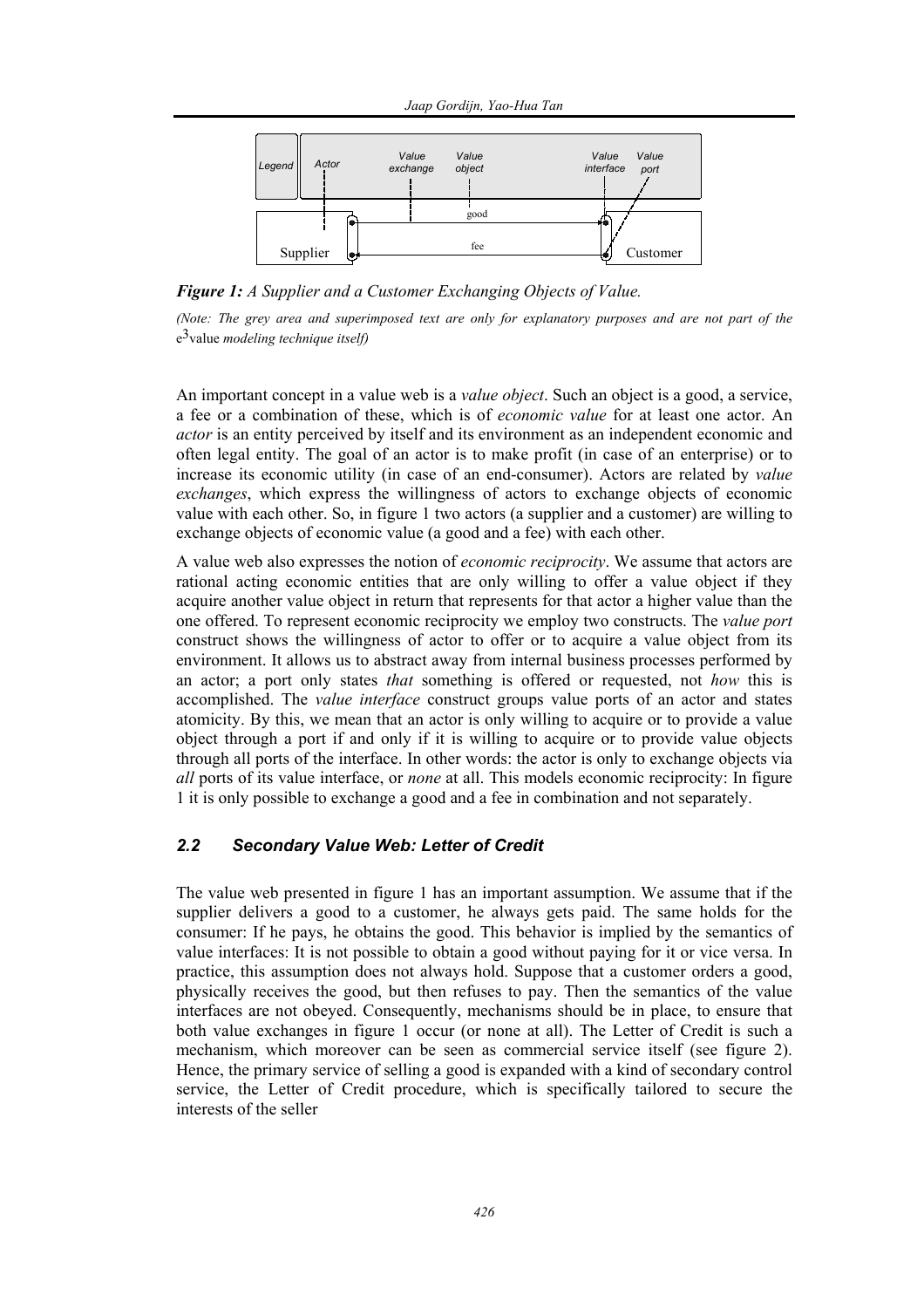*Figure 1: A Supplier and a Customer Exchanging Objects of Value.*

*(Note: The grey area and superimposed text are only for explanatory purposes and are not part of the* e3value *modeling technique itself)*

An important concept in a value web is a *value object*. Such an object is a good, a service, a fee or a combination of these, which is of *economic value* for at least one actor. An *actor* is an entity perceived by itself and its environment as an independent economic and often legal entity. The goal of an actor is to make profit (in case of an enterprise) or to increase its economic utility (in case of an end-consumer). Actors are related by *value exchanges*, which express the willingness of actors to exchange objects of economic value with each other. So, in figure 1 two actors (a supplier and a customer) are willing to exchange objects of economic value (a good and a fee) with each other.

A value web also expresses the notion of *economic reciprocity*. We assume that actors are rational acting economic entities that are only willing to offer a value object if they acquire another value object in return that represents for that actor a higher value than the one offered. To represent economic reciprocity we employ two constructs. The *value port* construct shows the willingness of actor to offer or to acquire a value object from its environment. It allows us to abstract away from internal business processes performed by an actor; a port only states *that* something is offered or requested, not *how* this is accomplished. The *value interface* construct groups value ports of an actor and states atomicity. By this, we mean that an actor is only willing to acquire or to provide a value object through a port if and only if it is willing to acquire or to provide value objects through all ports of the interface. In other words: the actor is only to exchange objects via *all* ports of its value interface, or *none* at all. This models economic reciprocity: In figure 1 it is only possible to exchange a good and a fee in combination and not separately.

### *2.2 Secondary Value Web: Letter of Credit*

The value web presented in figure 1 has an important assumption. We assume that if the supplier delivers a good to a customer, he always gets paid. The same holds for the consumer: If he pays, he obtains the good. This behavior is implied by the semantics of value interfaces: It is not possible to obtain a good without paying for it or vice versa. In practice, this assumption does not always hold. Suppose that a customer orders a good, physically receives the good, but then refuses to pay. Then the semantics of the value interfaces are not obeyed. Consequently, mechanisms should be in place, to ensure that both value exchanges in figure 1 occur (or none at all). The Letter of Credit is such a mechanism, which moreover can be seen as commercial service itself (see figure 2). Hence, the primary service of selling a good is expanded with a kind of secondary control service, the Letter of Credit procedure, which is specifically tailored to secure the interests of the seller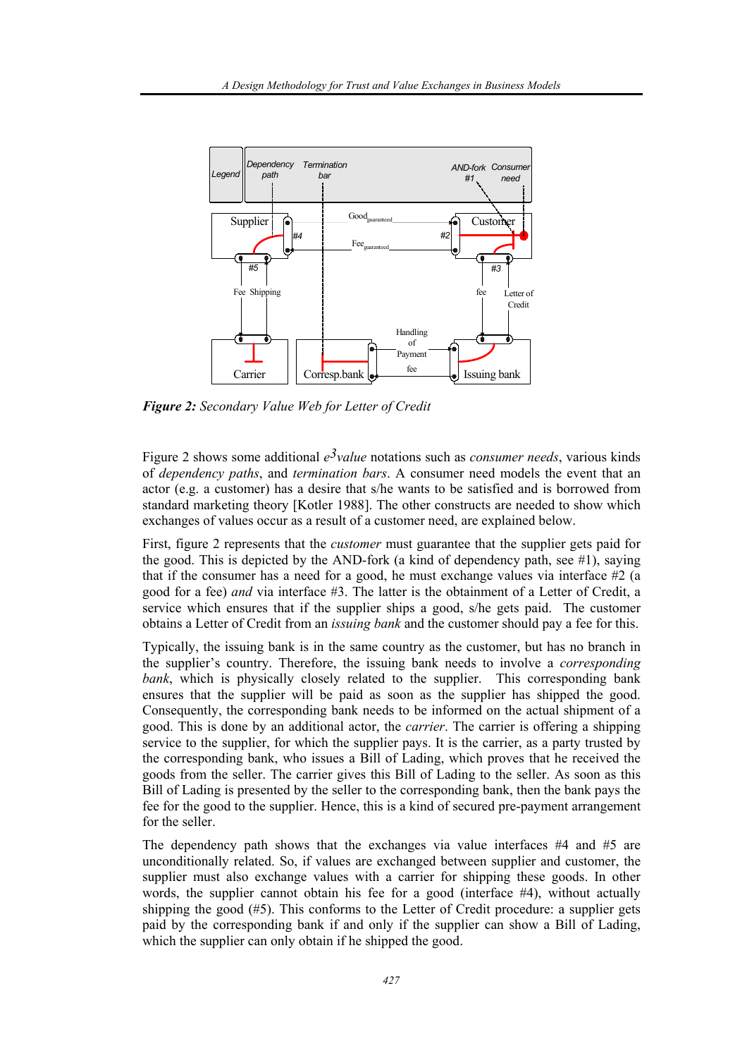**Figure 2:** *Secondary Value Web for Letter of Credit*

Figure 2 shows some additional *e*$^3$*value* notations such as *consumer needs*, various kinds of *dependency paths*, and *termination bars*. A consumer need models the event that an actor (e.g. a customer) has a desire that s/he wants to be satisfied and is borrowed from standard marketing theory [Kotler 1988]. The other constructs are needed to show which exchanges of values occur as a result of a customer need, are explained below.

First, figure 2 represents that the *customer* must guarantee that the supplier gets paid for the good. This is depicted by the AND-fork (a kind of dependency path, see #1), saying that if the consumer has a need for a good, he must exchange values via interface #2 (a good for a fee) *and* via interface #3. The latter is the obtainment of a Letter of Credit, a service which ensures that if the supplier ships a good, s/he gets paid. The customer obtains a Letter of Credit from an *issuing bank* and the customer should pay a fee for this.

Typically, the issuing bank is in the same country as the customer, but has no branch in the supplier's country. Therefore, the issuing bank needs to involve a *corresponding bank*, which is physically closely related to the supplier. This corresponding bank ensures that the supplier will be paid as soon as the supplier has shipped the good. Consequently, the corresponding bank needs to be informed on the actual shipment of a good. This is done by an additional actor, the *carrier*. The carrier is offering a shipping service to the supplier, for which the supplier pays. It is the carrier, as a party trusted by the corresponding bank, who issues a Bill of Lading, which proves that he received the goods from the seller. The carrier gives this Bill of Lading to the seller. As soon as this Bill of Lading is presented by the seller to the corresponding bank, then the bank pays the fee for the good to the supplier. Hence, this is a kind of secured pre-payment arrangement for the seller.

The dependency path shows that the exchanges via value interfaces #4 and #5 are unconditionally related. So, if values are exchanged between supplier and customer, the supplier must also exchange values with a carrier for shipping these goods. In other words, the supplier cannot obtain his fee for a good (interface #4), without actually shipping the good (#5). This conforms to the Letter of Credit procedure: a supplier gets paid by the corresponding bank if and only if the supplier can show a Bill of Lading, which the supplier can only obtain if he shipped the good.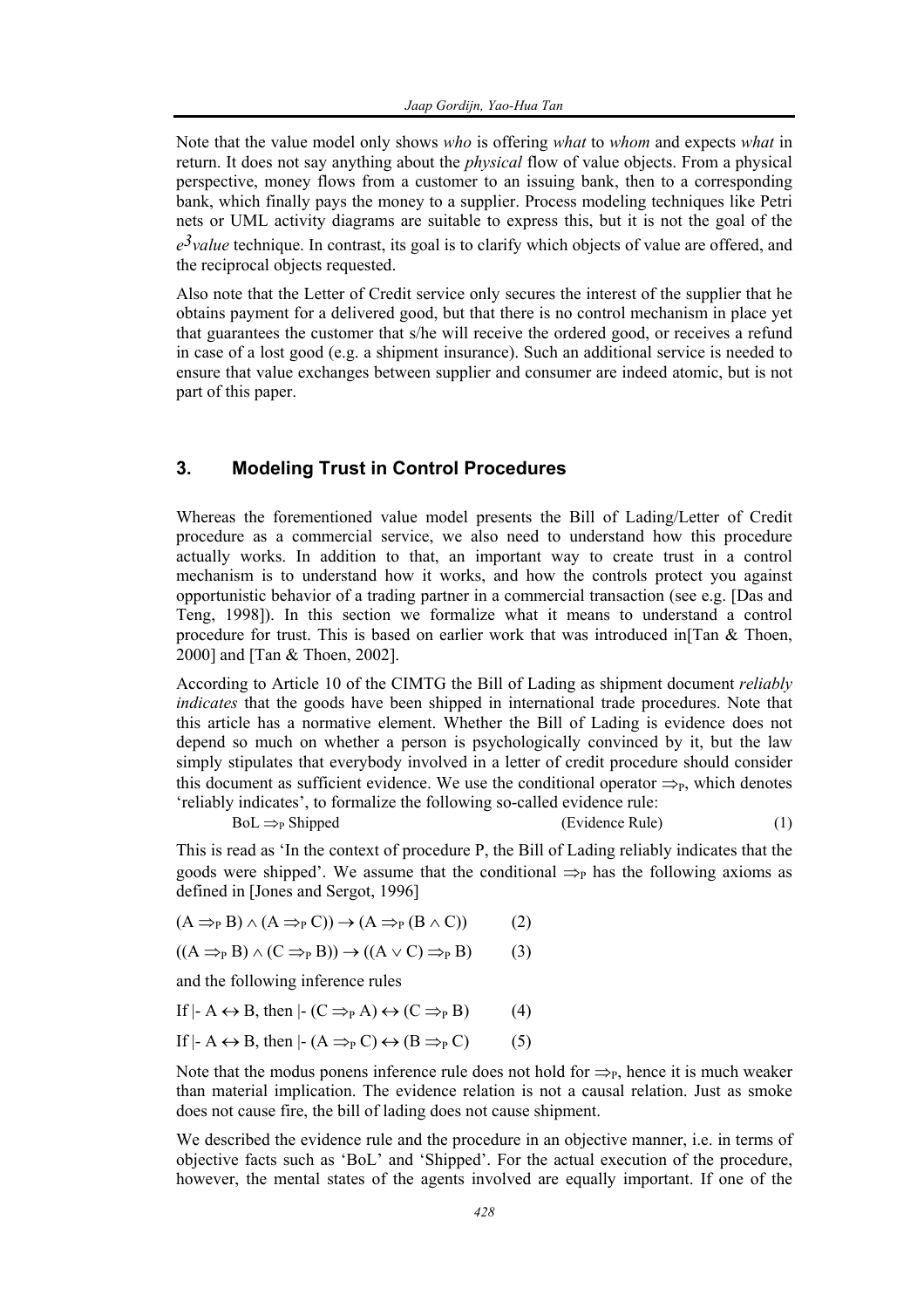Note that the value model only shows *who* is offering *what* to *whom* and expects *what* in return. It does not say anything about the *physical* flow of value objects. From a physical perspective, money flows from a customer to an issuing bank, then to a corresponding bank, which finally pays the money to a supplier. Process modeling techniques like Petri nets or UML activity diagrams are suitable to express this, but it is not the goal of the *e³value* technique. In contrast, its goal is to clarify which objects of value are offered, and the reciprocal objects requested.

Also note that the Letter of Credit service only secures the interest of the supplier that he obtains payment for a delivered good, but that there is no control mechanism in place yet that guarantees the customer that s/he will receive the ordered good, or receives a refund in case of a lost good (e.g. a shipment insurance). Such an additional service is needed to ensure that value exchanges between supplier and consumer are indeed atomic, but is not part of this paper.

## 3. Modeling Trust in Control Procedures

Whereas the forementioned value model presents the Bill of Lading/Letter of Credit procedure as a commercial service, we also need to understand how this procedure actually works. In addition to that, an important way to create trust in a control mechanism is to understand how it works, and how the controls protect you against opportunistic behavior of a trading partner in a commercial transaction (see e.g. [Das and Teng, 1998]). In this section we formalize what it means to understand a control procedure for trust. This is based on earlier work that was introduced in[Tan & Thoen, 2000] and [Tan & Thoen, 2002].

According to Article 10 of the CIMTG the Bill of Lading as shipment document *reliably indicates* that the goods have been shipped in international trade procedures. Note that this article has a normative element. Whether the Bill of Lading is evidence does not depend so much on whether a person is psychologically convinced by it, but the law simply stipulates that everybody involved in a letter of credit procedure should consider this document as sufficient evidence. We use the conditional operator $\Rightarrow_P$, which denotes 'reliably indicates', to formalize the following so-called evidence rule:

$$\text{BoL} \Rightarrow_P \text{Shipped} \qquad \text{(Evidence Rule)} \qquad (1)$$

This is read as 'In the context of procedure P, the Bill of Lading reliably indicates that the goods were shipped'. We assume that the conditional $\Rightarrow_P$ has the following axioms as defined in [Jones and Sergot, 1996]

$$(A \Rightarrow_P B) \wedge (A \Rightarrow_P C)) \rightarrow (A \Rightarrow_P (B \wedge C)) \qquad (2)$$

$$((A \Rightarrow_P B) \wedge (C \Rightarrow_P B)) \rightarrow ((A \vee C) \Rightarrow_P B) \qquad (3)$$

and the following inference rules

$$\text{If } \vdash A \leftrightarrow B, \text{ then } \vdash (C \Rightarrow_P A) \leftrightarrow (C \Rightarrow_P B) \qquad (4)$$

$$\text{If } \vdash A \leftrightarrow B, \text{ then } \vdash (A \Rightarrow_P C) \leftrightarrow (B \Rightarrow_P C) \qquad (5)$$

Note that the modus ponens inference rule does not hold for $\Rightarrow_P$, hence it is much weaker than material implication. The evidence relation is not a causal relation. Just as smoke does not cause fire, the bill of lading does not cause shipment.

We described the evidence rule and the procedure in an objective manner, i.e. in terms of objective facts such as 'BoL' and 'Shipped'. For the actual execution of the procedure, however, the mental states of the agents involved are equally important. If one of the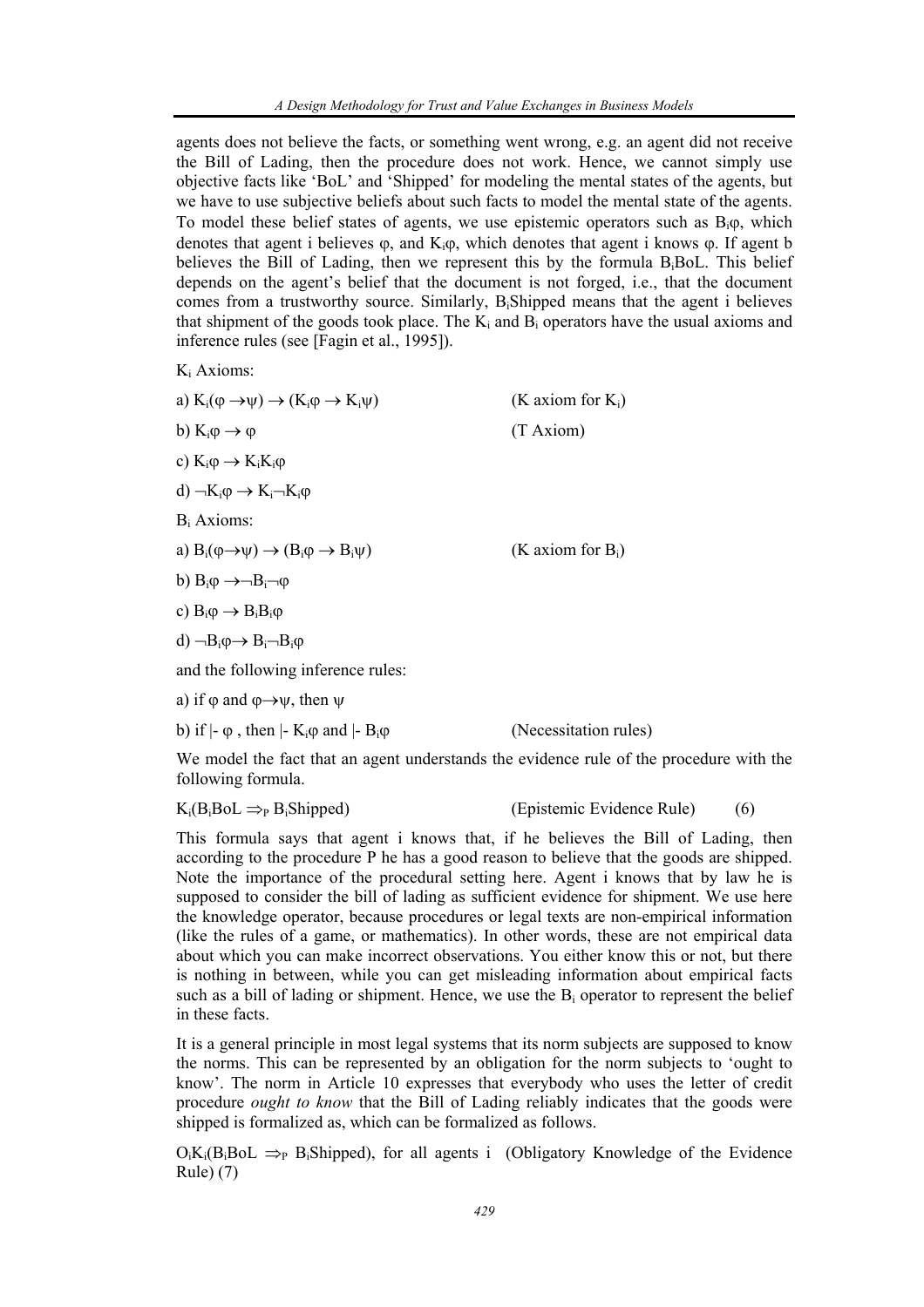agents does not believe the facts, or something went wrong, e.g. an agent did not receive the Bill of Lading, then the procedure does not work. Hence, we cannot simply use objective facts like 'BoL' and 'Shipped' for modeling the mental states of the agents, but we have to use subjective beliefs about such facts to model the mental state of the agents. To model these belief states of agents, we use epistemic operators such as $B_i\varphi$, which denotes that agent i believes $\varphi$, and $K_i\varphi$, which denotes that agent i knows $\varphi$. If agent b believes the Bill of Lading, then we represent this by the formula $B_i$BoL. This belief depends on the agent's belief that the document is not forged, i.e., that the document comes from a trustworthy source. Similarly, $B_i$Shipped means that the agent i believes that shipment of the goods took place. The $K_i$ and $B_i$ operators have the usual axioms and inference rules (see [Fagin et al., 1995]).

$K_i$ Axioms:

a) $K_i(\varphi \rightarrow \psi) \rightarrow (K_i\varphi \rightarrow K_i\psi)$ (K axiom for $K_i$)

b) $K_i\varphi \rightarrow \varphi$ (T Axiom)

c) $K_i\varphi \rightarrow K_iK_i\varphi$

d) $\neg K_i\varphi \rightarrow K_i\neg K_i\varphi$

$B_i$ Axioms:

a) $B_i(\varphi \rightarrow \psi) \rightarrow (B_i\varphi \rightarrow B_i\psi)$ (K axiom for $B_i$)

b) $B_i\varphi \rightarrow \neg B_i\neg\varphi$

c) $B_i\varphi \rightarrow B_iB_i\varphi$

d) $\neg B_i\varphi \rightarrow B_i\neg B_i\varphi$

and the following inference rules:

a) if $\varphi$ and $\varphi \rightarrow \psi$, then $\psi$

b) if $\vdash \varphi$ , then $\vdash K_i\varphi$ and $\vdash B_i\varphi$ (Necessitation rules)

We model the fact that an agent understands the evidence rule of the procedure with the following formula.

$K_i(B_i\text{BoL} \Rightarrow_P B_i\text{Shipped})$ (Epistemic Evidence Rule) (6)

This formula says that agent i knows that, if he believes the Bill of Lading, then according to the procedure P he has a good reason to believe that the goods are shipped. Note the importance of the procedural setting here. Agent i knows that by law he is supposed to consider the bill of lading as sufficient evidence for shipment. We use here the knowledge operator, because procedures or legal texts are non-empirical information (like the rules of a game, or mathematics). In other words, these are not empirical data about which you can make incorrect observations. You either know this or not, but there is nothing in between, while you can get misleading information about empirical facts such as a bill of lading or shipment. Hence, we use the $B_i$ operator to represent the belief in these facts.

It is a general principle in most legal systems that its norm subjects are supposed to know the norms. This can be represented by an obligation for the norm subjects to 'ought to know'. The norm in Article 10 expresses that everybody who uses the letter of credit procedure *ought to know* that the Bill of Lading reliably indicates that the goods were shipped is formalized as, which can be formalized as follows.

$O_iK_i(B_i\text{BoL} \Rightarrow_P B_i\text{Shipped})$, for all agents i (Obligatory Knowledge of the Evidence Rule) (7)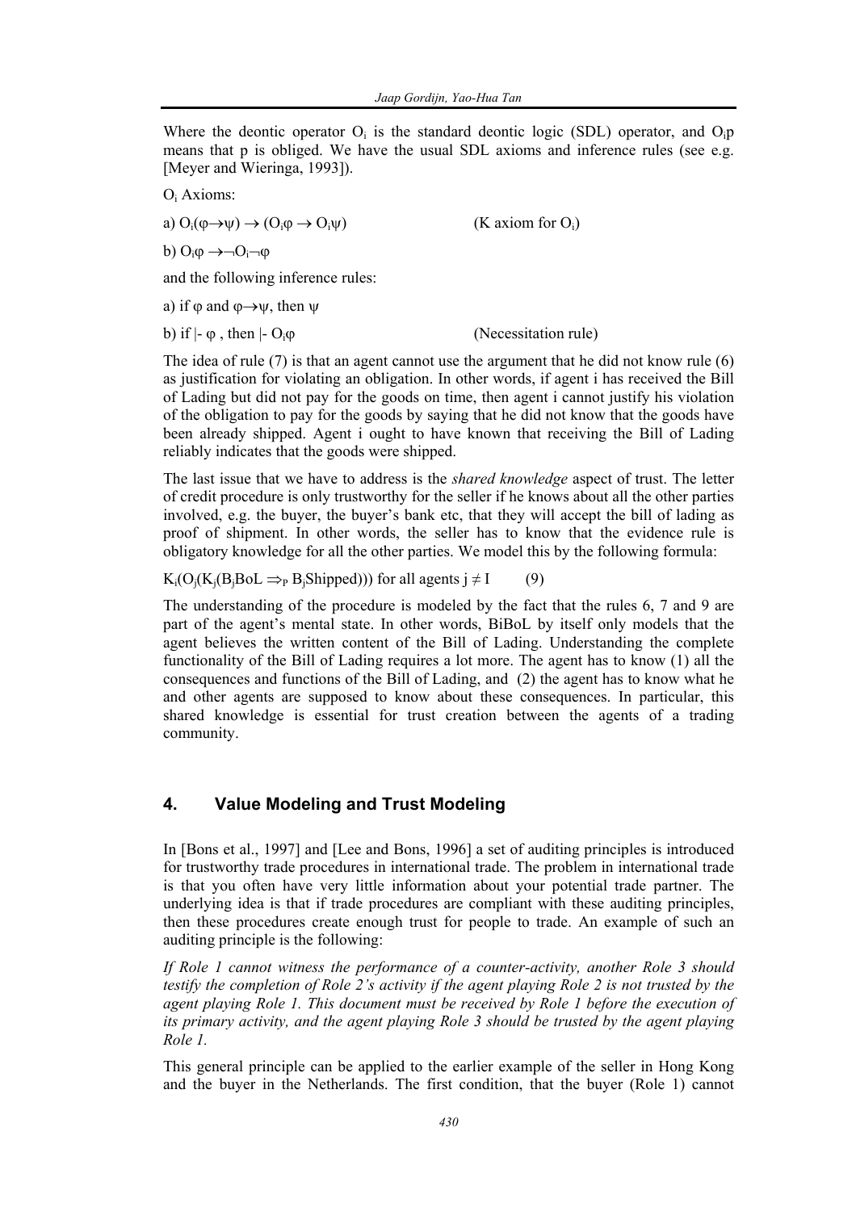Where the deontic operator $O_i$ is the standard deontic logic (SDL) operator, and $O_i p$ means that p is obliged. We have the usual SDL axioms and inference rules (see e.g. [Meyer and Wieringa, 1993]).

$O_i$ Axioms:

a) $O_i(\varphi \rightarrow \psi) \rightarrow (O_i\varphi \rightarrow O_i\psi)$ (K axiom for $O_i$)

b) $O_i\varphi \rightarrow \neg O_i\neg\varphi$

and the following inference rules:

a) if $\varphi$ and $\varphi \rightarrow \psi$, then $\psi$

b) if $\vdash \varphi$ , then $\vdash O_i\varphi$ (Necessitation rule)

The idea of rule (7) is that an agent cannot use the argument that he did not know rule (6) as justification for violating an obligation. In other words, if agent i has received the Bill of Lading but did not pay for the goods on time, then agent i cannot justify his violation of the obligation to pay for the goods by saying that he did not know that the goods have been already shipped. Agent i ought to have known that receiving the Bill of Lading reliably indicates that the goods were shipped.

The last issue that we have to address is the *shared knowledge* aspect of trust. The letter of credit procedure is only trustworthy for the seller if he knows about all the other parties involved, e.g. the buyer, the buyer's bank etc, that they will accept the bill of lading as proof of shipment. In other words, the seller has to know that the evidence rule is obligatory knowledge for all the other parties. We model this by the following formula:

$K_i(O_j(K_j(B_jBoL \Rightarrow_P B_jShipped)))$ for all agents $j \neq I$ (9)

The understanding of the procedure is modeled by the fact that the rules 6, 7 and 9 are part of the agent's mental state. In other words, BiBoL by itself only models that the agent believes the written content of the Bill of Lading. Understanding the complete functionality of the Bill of Lading requires a lot more. The agent has to know (1) all the consequences and functions of the Bill of Lading, and (2) the agent has to know what he and other agents are supposed to know about these consequences. In particular, this shared knowledge is essential for trust creation between the agents of a trading community.

## 4. Value Modeling and Trust Modeling

In [Bons et al., 1997] and [Lee and Bons, 1996] a set of auditing principles is introduced for trustworthy trade procedures in international trade. The problem in international trade is that you often have very little information about your potential trade partner. The underlying idea is that if trade procedures are compliant with these auditing principles, then these procedures create enough trust for people to trade. An example of such an auditing principle is the following:

*If Role 1 cannot witness the performance of a counter-activity, another Role 3 should testify the completion of Role 2's activity if the agent playing Role 2 is not trusted by the agent playing Role 1. This document must be received by Role 1 before the execution of its primary activity, and the agent playing Role 3 should be trusted by the agent playing Role 1.*

This general principle can be applied to the earlier example of the seller in Hong Kong and the buyer in the Netherlands. The first condition, that the buyer (Role 1) cannot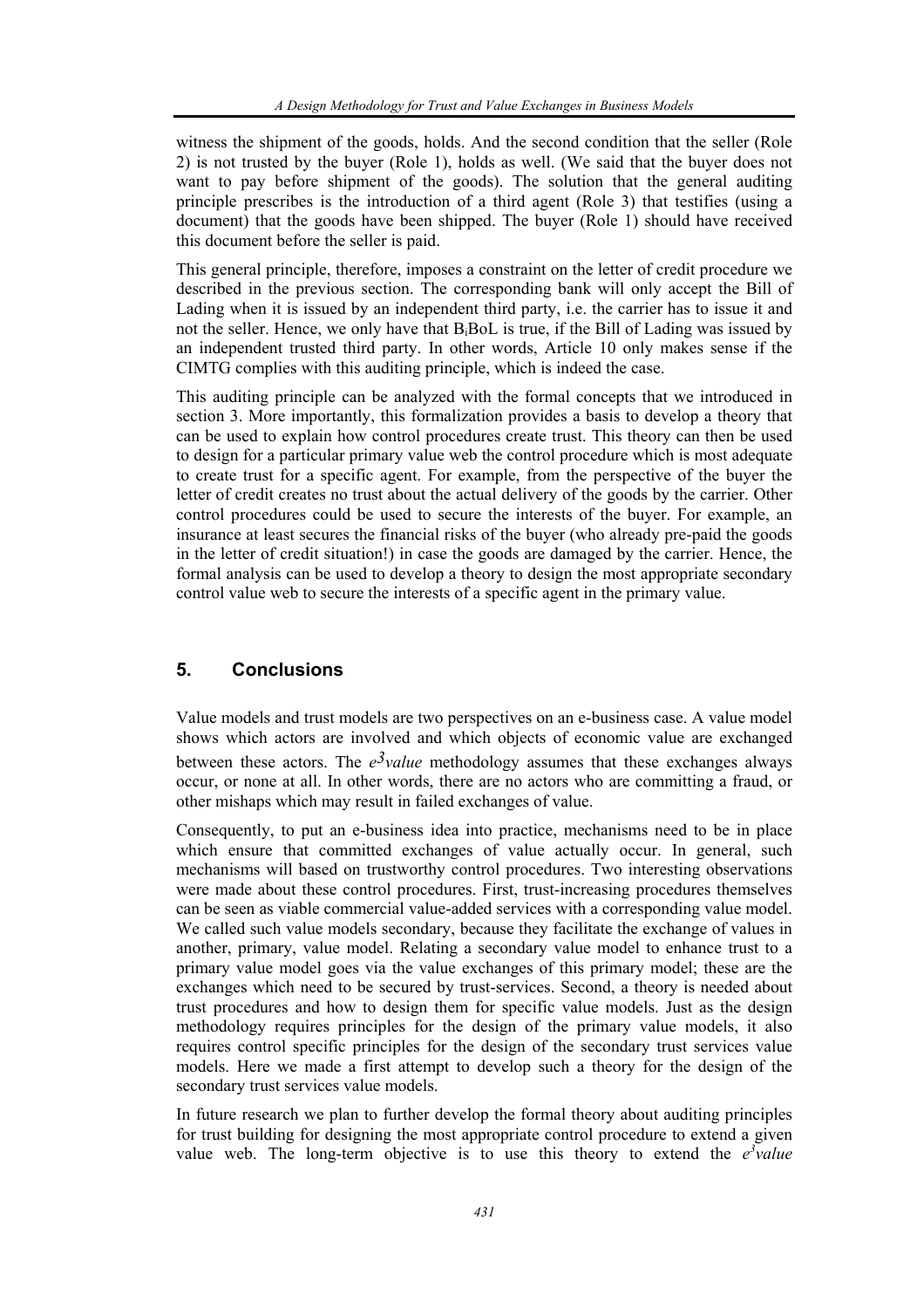witness the shipment of the goods, holds. And the second condition that the seller (Role 2) is not trusted by the buyer (Role 1), holds as well. (We said that the buyer does not want to pay before shipment of the goods). The solution that the general auditing principle prescribes is the introduction of a third agent (Role 3) that testifies (using a document) that the goods have been shipped. The buyer (Role 1) should have received this document before the seller is paid.

This general principle, therefore, imposes a constraint on the letter of credit procedure we described in the previous section. The corresponding bank will only accept the Bill of Lading when it is issued by an independent third party, i.e. the carrier has to issue it and not the seller. Hence, we only have that $B_i$BoL is true, if the Bill of Lading was issued by an independent trusted third party. In other words, Article 10 only makes sense if the CIMTG complies with this auditing principle, which is indeed the case.

This auditing principle can be analyzed with the formal concepts that we introduced in section 3. More importantly, this formalization provides a basis to develop a theory that can be used to explain how control procedures create trust. This theory can then be used to design for a particular primary value web the control procedure which is most adequate to create trust for a specific agent. For example, from the perspective of the buyer the letter of credit creates no trust about the actual delivery of the goods by the carrier. Other control procedures could be used to secure the interests of the buyer. For example, an insurance at least secures the financial risks of the buyer (who already pre-paid the goods in the letter of credit situation!) in case the goods are damaged by the carrier. Hence, the formal analysis can be used to develop a theory to design the most appropriate secondary control value web to secure the interests of a specific agent in the primary value.

## 5. Conclusions

Value models and trust models are two perspectives on an e-business case. A value model shows which actors are involved and which objects of economic value are exchanged between these actors. The *e³value* methodology assumes that these exchanges always occur, or none at all. In other words, there are no actors who are committing a fraud, or other mishaps which may result in failed exchanges of value.

Consequently, to put an e-business idea into practice, mechanisms need to be in place which ensure that committed exchanges of value actually occur. In general, such mechanisms will based on trustworthy control procedures. Two interesting observations were made about these control procedures. First, trust-increasing procedures themselves can be seen as viable commercial value-added services with a corresponding value model. We called such value models secondary, because they facilitate the exchange of values in another, primary, value model. Relating a secondary value model to enhance trust to a primary value model goes via the value exchanges of this primary model; these are the exchanges which need to be secured by trust-services. Second, a theory is needed about trust procedures and how to design them for specific value models. Just as the design methodology requires principles for the design of the primary value models, it also requires control specific principles for the design of the secondary trust services value models. Here we made a first attempt to develop such a theory for the design of the secondary trust services value models.

In future research we plan to further develop the formal theory about auditing principles for trust building for designing the most appropriate control procedure to extend a given value web. The long-term objective is to use this theory to extend the *e³value*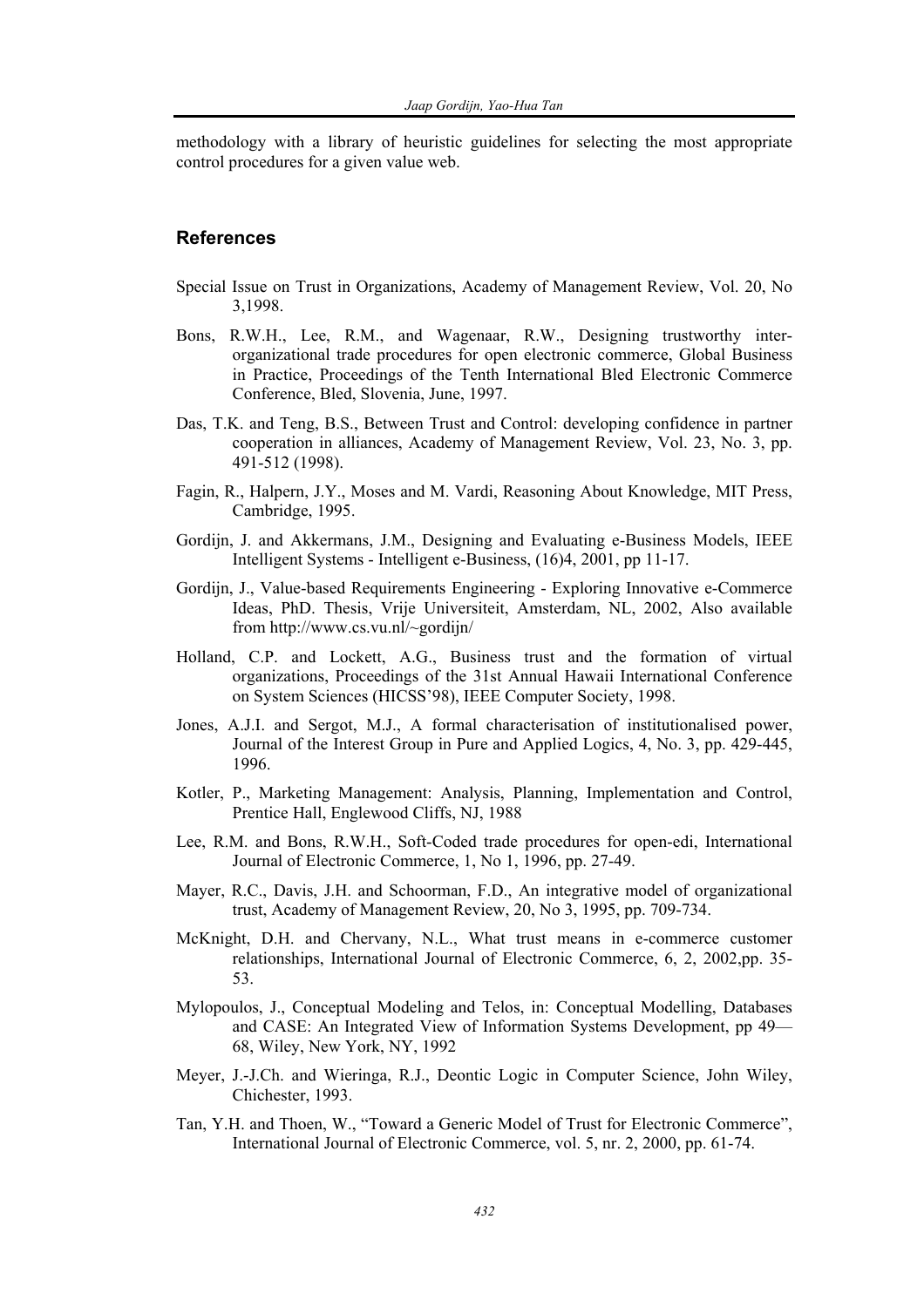methodology with a library of heuristic guidelines for selecting the most appropriate control procedures for a given value web.

## References

Special Issue on Trust in Organizations, Academy of Management Review, Vol. 20, No 3,1998.

Bons, R.W.H., Lee, R.M., and Wagenaar, R.W., Designing trustworthy inter-organizational trade procedures for open electronic commerce, Global Business in Practice, Proceedings of the Tenth International Bled Electronic Commerce Conference, Bled, Slovenia, June, 1997.

Das, T.K. and Teng, B.S., Between Trust and Control: developing confidence in partner cooperation in alliances, Academy of Management Review, Vol. 23, No. 3, pp. 491-512 (1998).

Fagin, R., Halpern, J.Y., Moses and M. Vardi, Reasoning About Knowledge, MIT Press, Cambridge, 1995.

Gordijn, J. and Akkermans, J.M., Designing and Evaluating e-Business Models, IEEE Intelligent Systems - Intelligent e-Business, (16)4, 2001, pp 11-17.

Gordijn, J., Value-based Requirements Engineering - Exploring Innovative e-Commerce Ideas, PhD. Thesis, Vrije Universiteit, Amsterdam, NL, 2002, Also available from http://www.cs.vu.nl/~gordijn/

Holland, C.P. and Lockett, A.G., Business trust and the formation of virtual organizations, Proceedings of the 31st Annual Hawaii International Conference on System Sciences (HICSS'98), IEEE Computer Society, 1998.

Jones, A.J.I. and Sergot, M.J., A formal characterisation of institutionalised power, Journal of the Interest Group in Pure and Applied Logics, 4, No. 3, pp. 429-445, 1996.

Kotler, P., Marketing Management: Analysis, Planning, Implementation and Control, Prentice Hall, Englewood Cliffs, NJ, 1988

Lee, R.M. and Bons, R.W.H., Soft-Coded trade procedures for open-edi, International Journal of Electronic Commerce, 1, No 1, 1996, pp. 27-49.

Mayer, R.C., Davis, J.H. and Schoorman, F.D., An integrative model of organizational trust, Academy of Management Review, 20, No 3, 1995, pp. 709-734.

McKnight, D.H. and Chervany, N.L., What trust means in e-commerce customer relationships, International Journal of Electronic Commerce, 6, 2, 2002,pp. 35-53.

Mylopoulos, J., Conceptual Modeling and Telos, in: Conceptual Modelling, Databases and CASE: An Integrated View of Information Systems Development, pp 49—68, Wiley, New York, NY, 1992

Meyer, J.-J.Ch. and Wieringa, R.J., Deontic Logic in Computer Science, John Wiley, Chichester, 1993.

Tan, Y.H. and Thoen, W., "Toward a Generic Model of Trust for Electronic Commerce", International Journal of Electronic Commerce, vol. 5, nr. 2, 2000, pp. 61-74.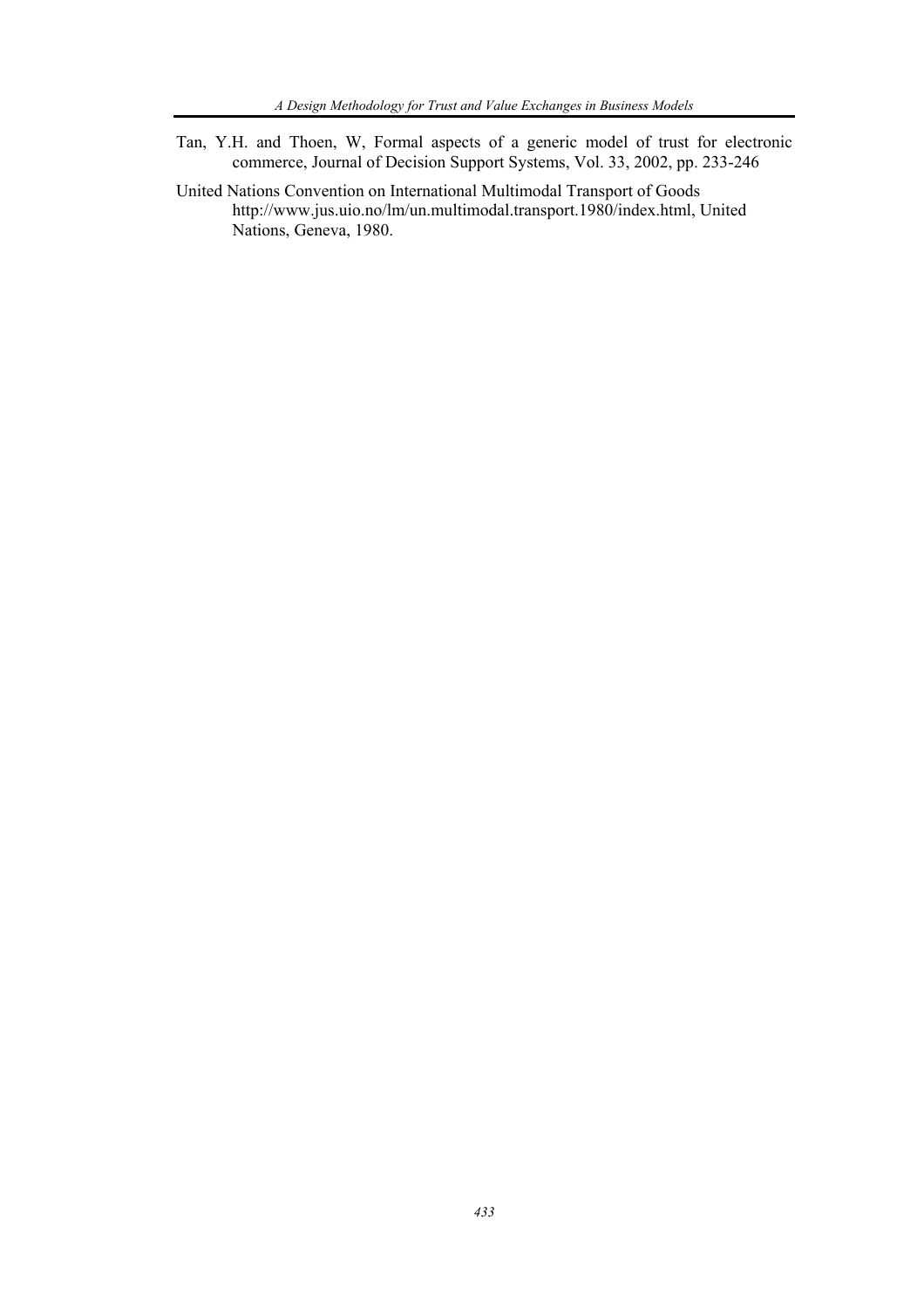Tan, Y.H. and Thoen, W, Formal aspects of a generic model of trust for electronic commerce, Journal of Decision Support Systems, Vol. 33, 2002, pp. 233-246

United Nations Convention on International Multimodal Transport of Goods http://www.jus.uio.no/lm/un.multimodal.transport.1980/index.html, United Nations, Geneva, 1980.